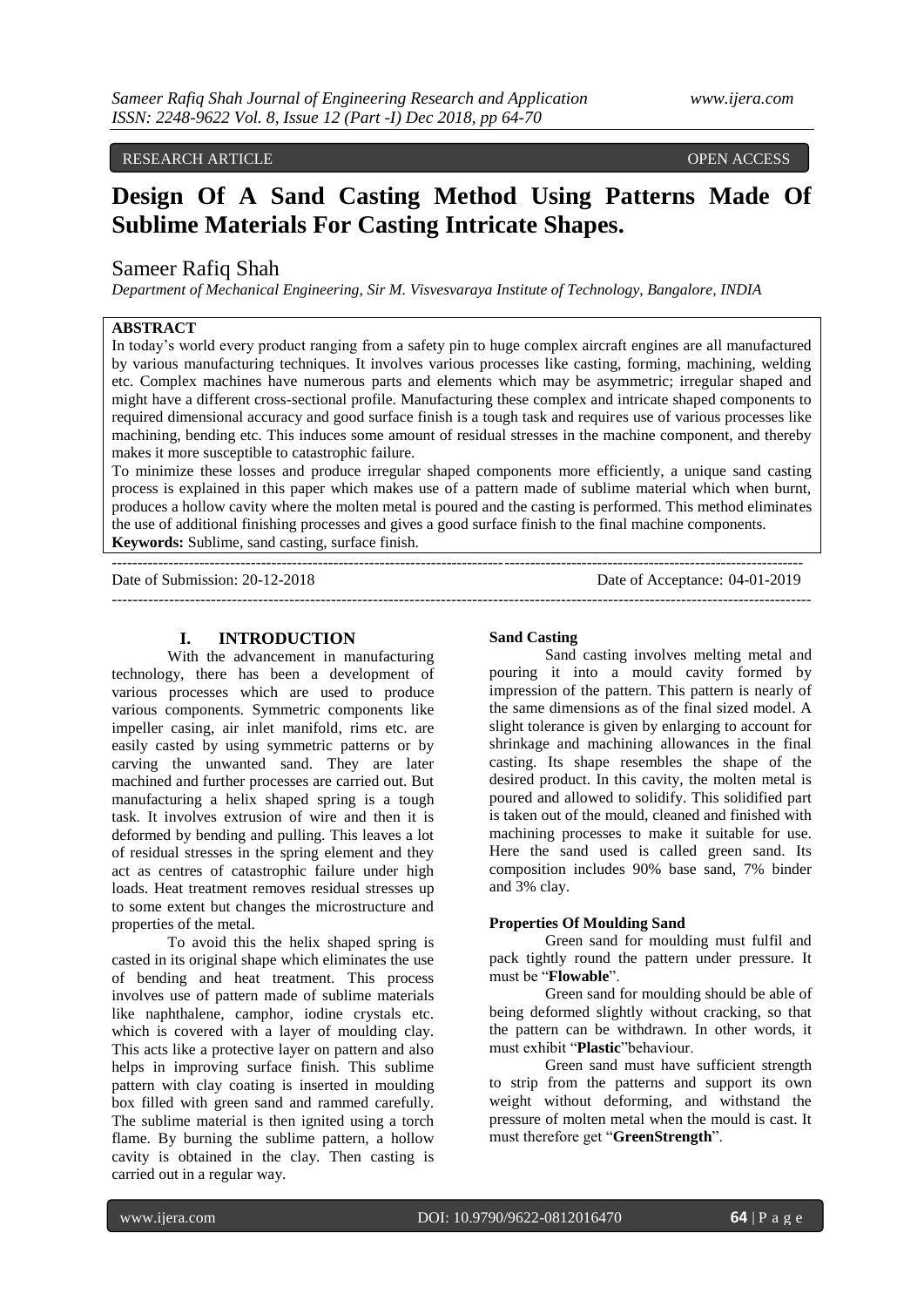RESEARCH ARTICLE OPEN ACCESS

# Design Of A Sand Casting Method Using Patterns Made Of Sublime Materials For Casting Intricate Shapes.

Sameer Rafiq Shah

*Department of Mechanical Engineering, Sir M. Visvesvaraya Institute of Technology, Bangalore, INDIA*

**ABSTRACT**

In today's world every product ranging from a safety pin to huge complex aircraft engines are all manufactured by various manufacturing techniques. It involves various processes like casting, forming, machining, welding etc. Complex machines have numerous parts and elements which may be asymmetric; irregular shaped and might have a different cross-sectional profile. Manufacturing these complex and intricate shaped components to required dimensional accuracy and good surface finish is a tough task and requires use of various processes like machining, bending etc. This induces some amount of residual stresses in the machine component, and thereby makes it more susceptible to catastrophic failure.

To minimize these losses and produce irregular shaped components more efficiently, a unique sand casting process is explained in this paper which makes use of a pattern made of sublime material which when burnt, produces a hollow cavity where the molten metal is poured and the casting is performed. This method eliminates the use of additional finishing processes and gives a good surface finish to the final machine components.

**Keywords:** Sublime, sand casting, surface finish.

---

Date of Submission: 20-12-2018 Date of Acceptance: 04-01-2019

---

## I. INTRODUCTION

With the advancement in manufacturing technology, there has been a development of various processes which are used to produce various components. Symmetric components like impeller casing, air inlet manifold, rims etc. are easily casted by using symmetric patterns or by carving the unwanted sand. They are later machined and further processes are carried out. But manufacturing a helix shaped spring is a tough task. It involves extrusion of wire and then it is deformed by bending and pulling. This leaves a lot of residual stresses in the spring element and they act as centres of catastrophic failure under high loads. Heat treatment removes residual stresses up to some extent but changes the microstructure and properties of the metal.

To avoid this the helix shaped spring is casted in its original shape which eliminates the use of bending and heat treatment. This process involves use of pattern made of sublime materials like naphthalene, camphor, iodine crystals etc. which is covered with a layer of moulding clay. This acts like a protective layer on pattern and also helps in improving surface finish. This sublime pattern with clay coating is inserted in moulding box filled with green sand and rammed carefully. The sublime material is then ignited using a torch flame. By burning the sublime pattern, a hollow cavity is obtained in the clay. Then casting is carried out in a regular way.

### Sand Casting

Sand casting involves melting metal and pouring it into a mould cavity formed by impression of the pattern. This pattern is nearly of the same dimensions as of the final sized model. A slight tolerance is given by enlarging to account for shrinkage and machining allowances in the final casting. Its shape resembles the shape of the desired product. In this cavity, the molten metal is poured and allowed to solidify. This solidified part is taken out of the mould, cleaned and finished with machining processes to make it suitable for use. Here the sand used is called green sand. Its composition includes 90% base sand, 7% binder and 3% clay.

### Properties Of Moulding Sand

Green sand for moulding must fulfil and pack tightly round the pattern under pressure. It must be "**Flowable**".

Green sand for moulding should be able of being deformed slightly without cracking, so that the pattern can be withdrawn. In other words, it must exhibit "**Plastic**"behaviour.

Green sand must have sufficient strength to strip from the patterns and support its own weight without deforming, and withstand the pressure of molten metal when the mould is cast. It must therefore get "**GreenStrength**".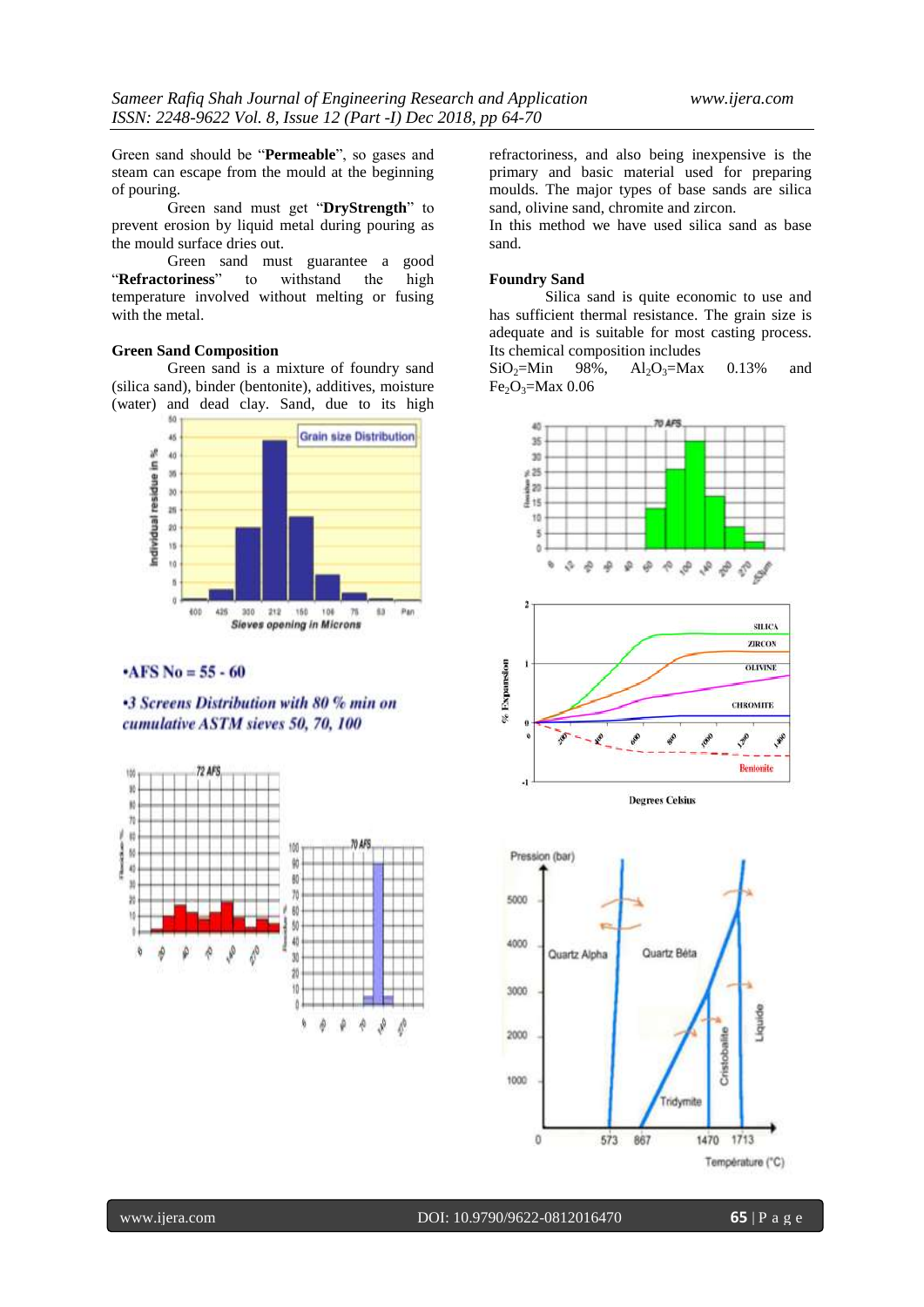Green sand should be "**Permeable**", so gases and steam can escape from the mould at the beginning of pouring.

Green sand must get "**DryStrength**" to prevent erosion by liquid metal during pouring as the mould surface dries out.

Green sand must guarantee a good "**Refractoriness**" to withstand the high temperature involved without melting or fusing with the metal.

**Green Sand Composition**

Green sand is a mixture of foundry sand (silica sand), binder (bentonite), additives, moisture (water) and dead clay. Sand, due to its high refractoriness, and also being inexpensive is the primary and basic material used for preparing moulds. The major types of base sands are silica sand, olivine sand, chromite and zircon.

In this method we have used silica sand as base sand.

**Foundry Sand**

Silica sand is quite economic to use and has sufficient thermal resistance. The grain size is adequate and is suitable for most casting process. Its chemical composition includes

$SiO_2$=Min 98%, $Al_2O_3$=Max 0.13% and $Fe_2O_3$=Max 0.06

•AFS No = 55 - 60

•3 Screens Distribution with 80 % min on cumulative ASTM sieves 50, 70, 100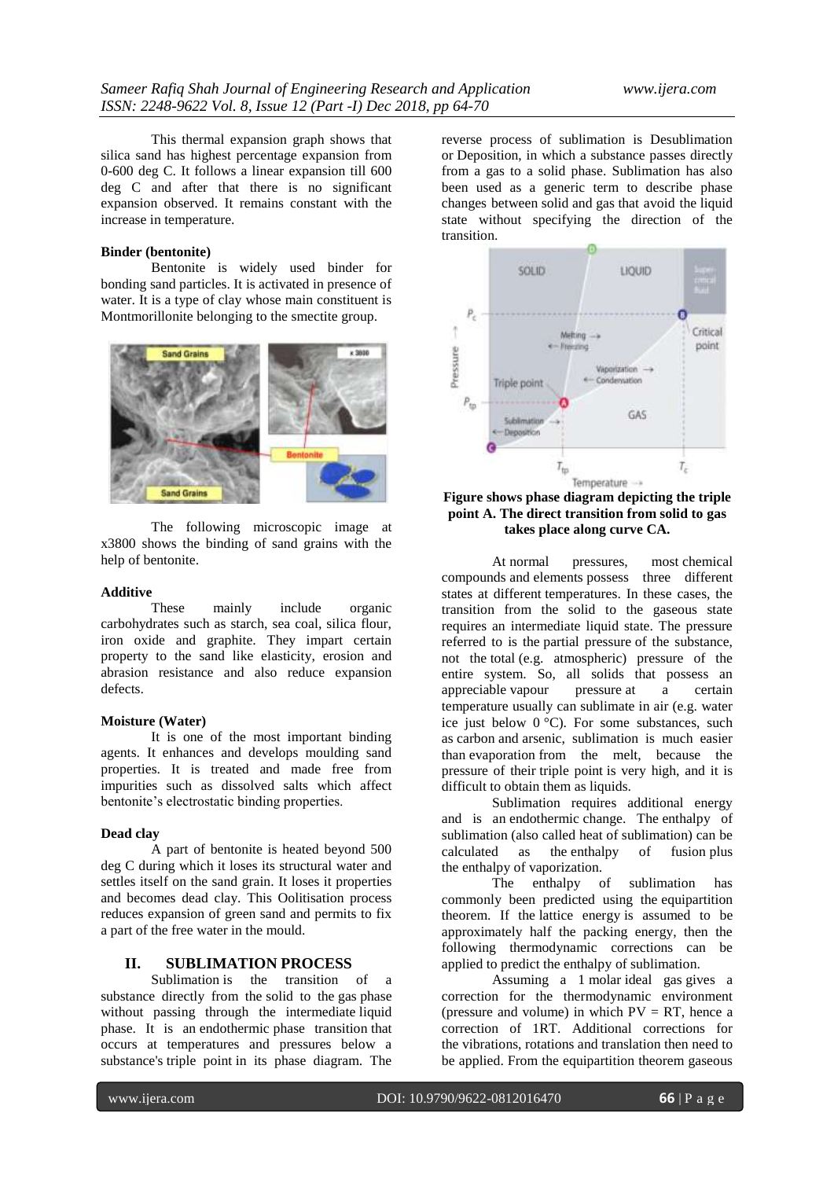This thermal expansion graph shows that silica sand has highest percentage expansion from 0-600 deg C. It follows a linear expansion till 600 deg C and after that there is no significant expansion observed. It remains constant with the increase in temperature.

**Binder (bentonite)**

Bentonite is widely used binder for bonding sand particles. It is activated in presence of water. It is a type of clay whose main constituent is Montmorillonite belonging to the smectite group.

The following microscopic image at x3800 shows the binding of sand grains with the help of bentonite.

**Additive**

These mainly include organic carbohydrates such as starch, sea coal, silica flour, iron oxide and graphite. They impart certain property to the sand like elasticity, erosion and abrasion resistance and also reduce expansion defects.

**Moisture (Water)**

It is one of the most important binding agents. It enhances and develops moulding sand properties. It is treated and made free from impurities such as dissolved salts which affect bentonite's electrostatic binding properties.

**Dead clay**

A part of bentonite is heated beyond 500 deg C during which it loses its structural water and settles itself on the sand grain. It loses it properties and becomes dead clay. This Oolitisation process reduces expansion of green sand and permits to fix a part of the free water in the mould.

## II. SUBLIMATION PROCESS

Sublimation is the transition of a substance directly from the solid to the gas phase without passing through the intermediate liquid phase. It is an endothermic phase transition that occurs at temperatures and pressures below a substance's triple point in its phase diagram. The reverse process of sublimation is Desublimation or Deposition, in which a substance passes directly from a gas to a solid phase. Sublimation has also been used as a generic term to describe phase changes between solid and gas that avoid the liquid state without specifying the direction of the transition.

**Figure shows phase diagram depicting the triple point A. The direct transition from solid to gas takes place along curve CA.**

At normal pressures, most chemical compounds and elements possess three different states at different temperatures. In these cases, the transition from the solid to the gaseous state requires an intermediate liquid state. The pressure referred to is the partial pressure of the substance, not the total (e.g. atmospheric) pressure of the entire system. So, all solids that possess an appreciable vapour pressure at a certain temperature usually can sublimate in air (e.g. water ice just below 0 °C). For some substances, such as carbon and arsenic, sublimation is much easier than evaporation from the melt, because the pressure of their triple point is very high, and it is difficult to obtain them as liquids.

Sublimation requires additional energy and is an endothermic change. The enthalpy of sublimation (also called heat of sublimation) can be calculated as the enthalpy of fusion plus the enthalpy of vaporization.

The enthalpy of sublimation has commonly been predicted using the equipartition theorem. If the lattice energy is assumed to be approximately half the packing energy, then the following thermodynamic corrections can be applied to predict the enthalpy of sublimation.

Assuming a 1 molar ideal gas gives a correction for the thermodynamic environment (pressure and volume) in which $PV = RT$, hence a correction of $1RT$. Additional corrections for the vibrations, rotations and translation then need to be applied. From the equipartition theorem gaseous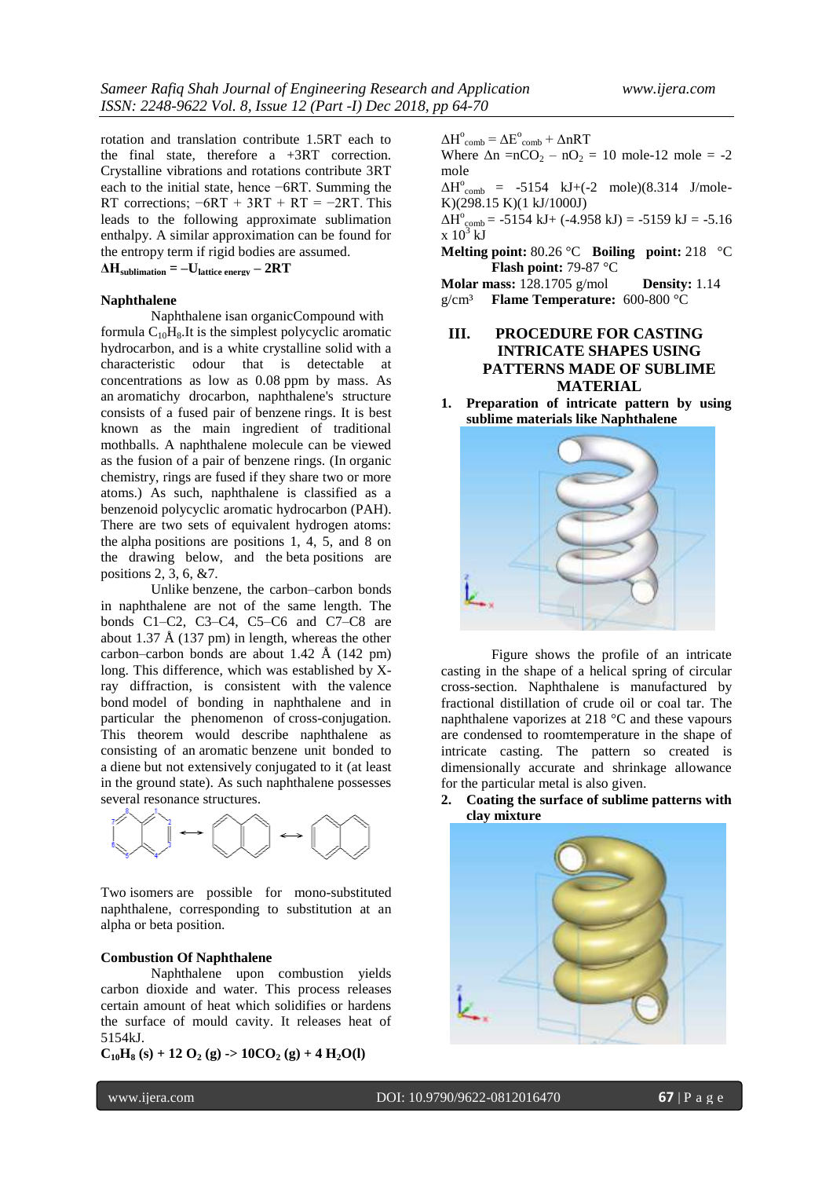rotation and translation contribute 1.5RT each to the final state, therefore a +3RT correction. Crystalline vibrations and rotations contribute 3RT each to the initial state, hence −6RT. Summing the RT corrections; −6RT + 3RT + RT = −2RT. This leads to the following approximate sublimation enthalpy. A similar approximation can be found for the entropy term if rigid bodies are assumed.

$$\Delta H_{sublimation} = -U_{lattice\ energy} - 2RT$$

**Naphthalene**

Naphthalene isan organicCompound with formula $C_{10}H_8$.It is the simplest polycyclic aromatic hydrocarbon, and is a white crystalline solid with a characteristic odour that is detectable at concentrations as low as 0.08 ppm by mass. As an aromatichy drocarbon, naphthalene's structure consists of a fused pair of benzene rings. It is best known as the main ingredient of traditional mothballs. A naphthalene molecule can be viewed as the fusion of a pair of benzene rings. (In organic chemistry, rings are fused if they share two or more atoms.) As such, naphthalene is classified as a benzenoid polycyclic aromatic hydrocarbon (PAH). There are two sets of equivalent hydrogen atoms: the alpha positions are positions 1, 4, 5, and 8 on the drawing below, and the beta positions are positions 2, 3, 6, &7.

Unlike benzene, the carbon–carbon bonds in naphthalene are not of the same length. The bonds C1–C2, C3–C4, C5–C6 and C7–C8 are about 1.37 Å (137 pm) in length, whereas the other carbon–carbon bonds are about 1.42 Å (142 pm) long. This difference, which was established by X-ray diffraction, is consistent with the valence bond model of bonding in naphthalene and in particular the phenomenon of cross-conjugation. This theorem would describe naphthalene as consisting of an aromatic benzene unit bonded to a diene but not extensively conjugated to it (at least in the ground state). As such naphthalene possesses several resonance structures.

Two isomers are possible for mono-substituted naphthalene, corresponding to substitution at an alpha or beta position.

**Combustion Of Naphthalene**

Naphthalene upon combustion yields carbon dioxide and water. This process releases certain amount of heat which solidifies or hardens the surface of mould cavity. It releases heat of 5154kJ.

$$C_{10}H_8\ (s) + 12\ O_2\ (g) \rightarrow 10CO_2\ (g) + 4\ H_2O(l)$$

$\Delta H^o_{comb} = \Delta E^o_{comb} + \Delta nRT$

Where $\Delta n = nCO_2 - nO_2$ = 10 mole-12 mole = -2 mole

$\Delta H^o_{comb}$ = -5154 kJ+(-2 mole)(8.314 J/mole-K)(298.15 K)(1 kJ/1000J)

$\Delta H^o_{comb}$ = -5154 kJ+ (-4.958 kJ) = -5159 kJ = -5.16 x $10^3$ kJ

**Melting point:** 80.26 °C **Boiling point:** 218 °C **Flash point:** 79-87 °C

**Molar mass:** 128.1705 g/mol **Density:** 1.14 g/cm³ **Flame Temperature:** 600-800 °C

## III. PROCEDURE FOR CASTING INTRICATE SHAPES USING PATTERNS MADE OF SUBLIME MATERIAL

1. **Preparation of intricate pattern by using sublime materials like Naphthalene**

Figure shows the profile of an intricate casting in the shape of a helical spring of circular cross-section. Naphthalene is manufactured by fractional distillation of crude oil or coal tar. The naphthalene vaporizes at 218 °C and these vapours are condensed to roomtemperature in the shape of intricate casting. The pattern so created is dimensionally accurate and shrinkage allowance for the particular metal is also given.

2. **Coating the surface of sublime patterns with clay mixture**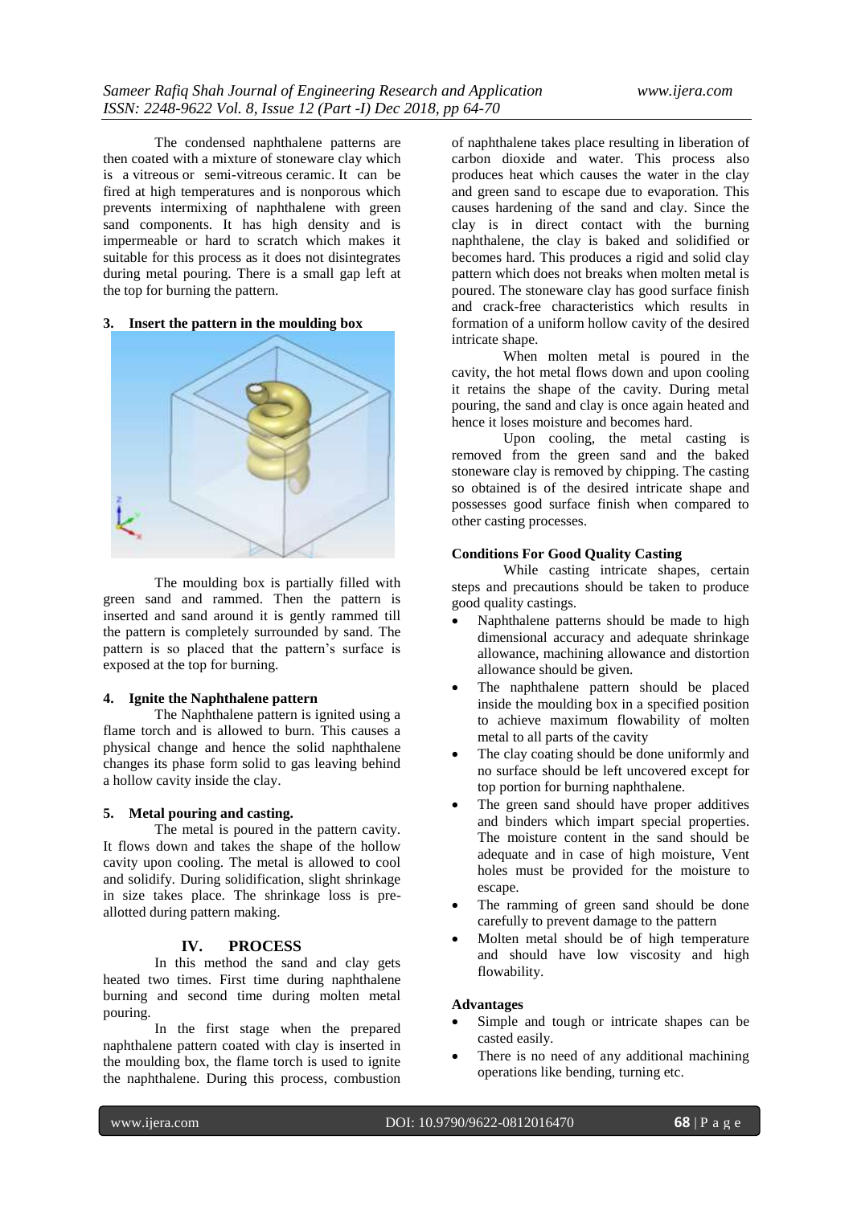The condensed naphthalene patterns are then coated with a mixture of stoneware clay which is a vitreous or semi-vitreous ceramic. It can be fired at high temperatures and is nonporous which prevents intermixing of naphthalene with green sand components. It has high density and is impermeable or hard to scratch which makes it suitable for this process as it does not disintegrates during metal pouring. There is a small gap left at the top for burning the pattern.

**3. Insert the pattern in the moulding box**

The moulding box is partially filled with green sand and rammed. Then the pattern is inserted and sand around it is gently rammed till the pattern is completely surrounded by sand. The pattern is so placed that the pattern's surface is exposed at the top for burning.

**4. Ignite the Naphthalene pattern**

The Naphthalene pattern is ignited using a flame torch and is allowed to burn. This causes a physical change and hence the solid naphthalene changes its phase form solid to gas leaving behind a hollow cavity inside the clay.

**5. Metal pouring and casting.**

The metal is poured in the pattern cavity. It flows down and takes the shape of the hollow cavity upon cooling. The metal is allowed to cool and solidify. During solidification, slight shrinkage in size takes place. The shrinkage loss is pre-allotted during pattern making.

## IV. PROCESS

In this method the sand and clay gets heated two times. First time during naphthalene burning and second time during molten metal pouring.

In the first stage when the prepared naphthalene pattern coated with clay is inserted in the moulding box, the flame torch is used to ignite the naphthalene. During this process, combustion of naphthalene takes place resulting in liberation of carbon dioxide and water. This process also produces heat which causes the water in the clay and green sand to escape due to evaporation. This causes hardening of the sand and clay. Since the clay is in direct contact with the burning naphthalene, the clay is baked and solidified or becomes hard. This produces a rigid and solid clay pattern which does not breaks when molten metal is poured. The stoneware clay has good surface finish and crack-free characteristics which results in formation of a uniform hollow cavity of the desired intricate shape.

When molten metal is poured in the cavity, the hot metal flows down and upon cooling it retains the shape of the cavity. During metal pouring, the sand and clay is once again heated and hence it loses moisture and becomes hard.

Upon cooling, the metal casting is removed from the green sand and the baked stoneware clay is removed by chipping. The casting so obtained is of the desired intricate shape and possesses good surface finish when compared to other casting processes.

**Conditions For Good Quality Casting**

While casting intricate shapes, certain steps and precautions should be taken to produce good quality castings.

- Naphthalene patterns should be made to high dimensional accuracy and adequate shrinkage allowance, machining allowance and distortion allowance should be given.
- The naphthalene pattern should be placed inside the moulding box in a specified position to achieve maximum flowability of molten metal to all parts of the cavity
- The clay coating should be done uniformly and no surface should be left uncovered except for top portion for burning naphthalene.
- The green sand should have proper additives and binders which impart special properties. The moisture content in the sand should be adequate and in case of high moisture, Vent holes must be provided for the moisture to escape.
- The ramming of green sand should be done carefully to prevent damage to the pattern
- Molten metal should be of high temperature and should have low viscosity and high flowability.

**Advantages**

- Simple and tough or intricate shapes can be casted easily.
- There is no need of any additional machining operations like bending, turning etc.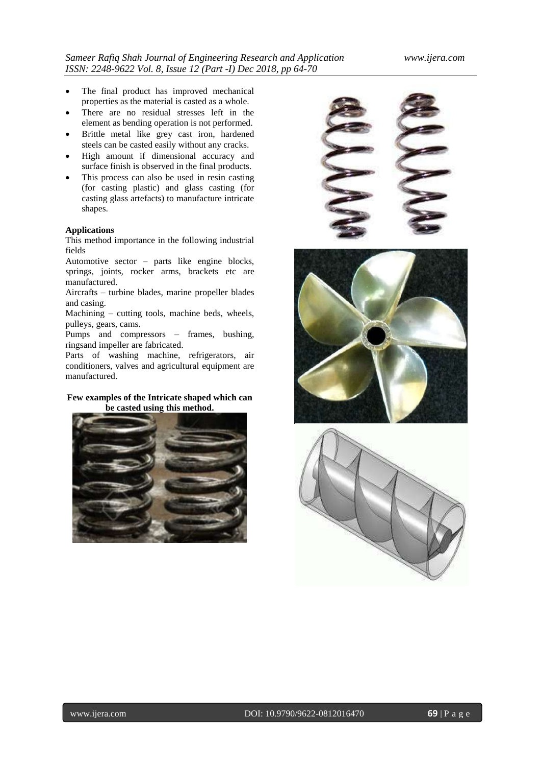- The final product has improved mechanical properties as the material is casted as a whole.
- There are no residual stresses left in the element as bending operation is not performed.
- Brittle metal like grey cast iron, hardened steels can be casted easily without any cracks.
- High amount if dimensional accuracy and surface finish is observed in the final products.
- This process can also be used in resin casting (for casting plastic) and glass casting (for casting glass artefacts) to manufacture intricate shapes.

**Applications**

This method importance in the following industrial fields

Automotive sector – parts like engine blocks, springs, joints, rocker arms, brackets etc are manufactured.

Aircrafts – turbine blades, marine propeller blades and casing.

Machining – cutting tools, machine beds, wheels, pulleys, gears, cams.

Pumps and compressors – frames, bushing, ringsand impeller are fabricated.

Parts of washing machine, refrigerators, air conditioners, valves and agricultural equipment are manufactured.

**Few examples of the Intricate shaped which can be casted using this method.**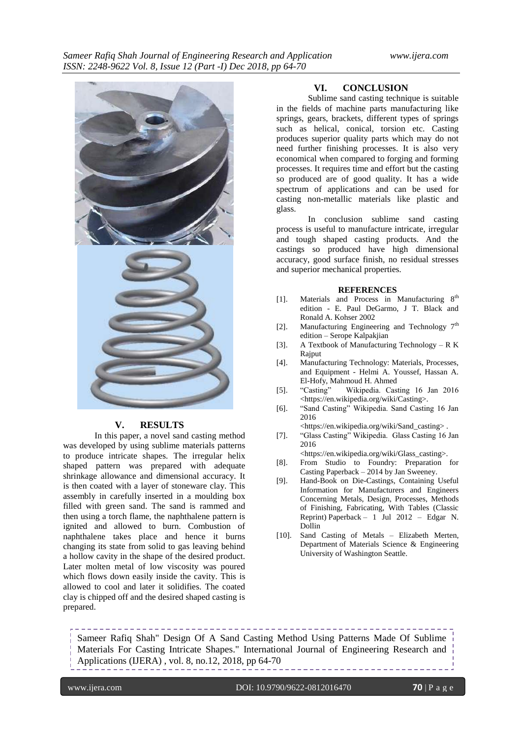## V. RESULTS

In this paper, a novel sand casting method was developed by using sublime materials patterns to produce intricate shapes. The irregular helix shaped pattern was prepared with adequate shrinkage allowance and dimensional accuracy. It is then coated with a layer of stoneware clay. This assembly in carefully inserted in a moulding box filled with green sand. The sand is rammed and then using a torch flame, the naphthalene pattern is ignited and allowed to burn. Combustion of naphthalene takes place and hence it burns changing its state from solid to gas leaving behind a hollow cavity in the shape of the desired product. Later molten metal of low viscosity was poured which flows down easily inside the cavity. This is allowed to cool and later it solidifies. The coated clay is chipped off and the desired shaped casting is prepared.

## VI. CONCLUSION

Sublime sand casting technique is suitable in the fields of machine parts manufacturing like springs, gears, brackets, different types of springs such as helical, conical, torsion etc. Casting produces superior quality parts which may do not need further finishing processes. It is also very economical when compared to forging and forming processes. It requires time and effort but the casting so produced are of good quality. It has a wide spectrum of applications and can be used for casting non-metallic materials like plastic and glass.

In conclusion sublime sand casting process is useful to manufacture intricate, irregular and tough shaped casting products. And the castings so produced have high dimensional accuracy, good surface finish, no residual stresses and superior mechanical properties.

### REFERENCES

[1]. Materials and Process in Manufacturing 8th edition - E. Paul DeGarmo, J T. Black and Ronald A. Kohser 2002

[2]. Manufacturing Engineering and Technology 7th edition – Serope Kalpakjian

[3]. A Textbook of Manufacturing Technology – R K Rajput

[4]. Manufacturing Technology: Materials, Processes, and Equipment - Helmi A. Youssef, Hassan A. El-Hofy, Mahmoud H. Ahmed

[5]. "Casting" Wikipedia. Casting 16 Jan 2016 <https://en.wikipedia.org/wiki/Casting>.

[6]. "Sand Casting" Wikipedia. Sand Casting 16 Jan 2016 <https://en.wikipedia.org/wiki/Sand_casting> .

[7]. "Glass Casting" Wikipedia. Glass Casting 16 Jan 2016 <https://en.wikipedia.org/wiki/Glass_casting>.

[8]. From Studio to Foundry: Preparation for Casting Paperback – 2014 by Jan Sweeney.

[9]. Hand-Book on Die-Castings, Containing Useful Information for Manufacturers and Engineers Concerning Metals, Design, Processes, Methods of Finishing, Fabricating, With Tables (Classic Reprint) Paperback – 1 Jul 2012 – Edgar N. Dollin

[10]. Sand Casting of Metals – Elizabeth Merten, Department of Materials Science & Engineering University of Washington Seattle.

Sameer Rafiq Shah" Design Of A Sand Casting Method Using Patterns Made Of Sublime Materials For Casting Intricate Shapes." International Journal of Engineering Research and Applications (IJERA) , vol. 8, no.12, 2018, pp 64-70